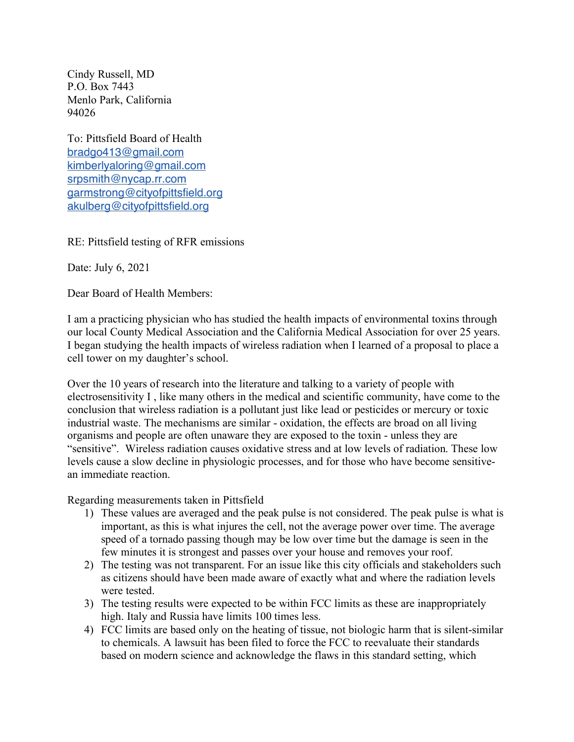Cindy Russell, MD
P.O. Box 7443
Menlo Park, California
94026

To: Pittsfield Board of Health
bradgo413@gmail.com
kimberlyaloring@gmail.com
srpsmith@nycap.rr.com
garmstrong@cityofpittsfield.org
akulberg@cityofpittsfield.org

RE: Pittsfield testing of RFR emissions

Date: July 6, 2021

Dear Board of Health Members:

I am a practicing physician who has studied the health impacts of environmental toxins through our local County Medical Association and the California Medical Association for over 25 years. I began studying the health impacts of wireless radiation when I learned of a proposal to place a cell tower on my daughter's school.

Over the 10 years of research into the literature and talking to a variety of people with electrosensitivity I , like many others in the medical and scientific community, have come to the conclusion that wireless radiation is a pollutant just like lead or pesticides or mercury or toxic industrial waste. The mechanisms are similar - oxidation, the effects are broad on all living organisms and people are often unaware they are exposed to the toxin - unless they are "sensitive". Wireless radiation causes oxidative stress and at low levels of radiation. These low levels cause a slow decline in physiologic processes, and for those who have become sensitive- an immediate reaction.

Regarding measurements taken in Pittsfield

1) These values are averaged and the peak pulse is not considered. The peak pulse is what is important, as this is what injures the cell, not the average power over time. The average speed of a tornado passing though may be low over time but the damage is seen in the few minutes it is strongest and passes over your house and removes your roof.
2) The testing was not transparent. For an issue like this city officials and stakeholders such as citizens should have been made aware of exactly what and where the radiation levels were tested.
3) The testing results were expected to be within FCC limits as these are inappropriately high. Italy and Russia have limits 100 times less.
4) FCC limits are based only on the heating of tissue, not biologic harm that is silent-similar to chemicals. A lawsuit has been filed to force the FCC to reevaluate their standards based on modern science and acknowledge the flaws in this standard setting, which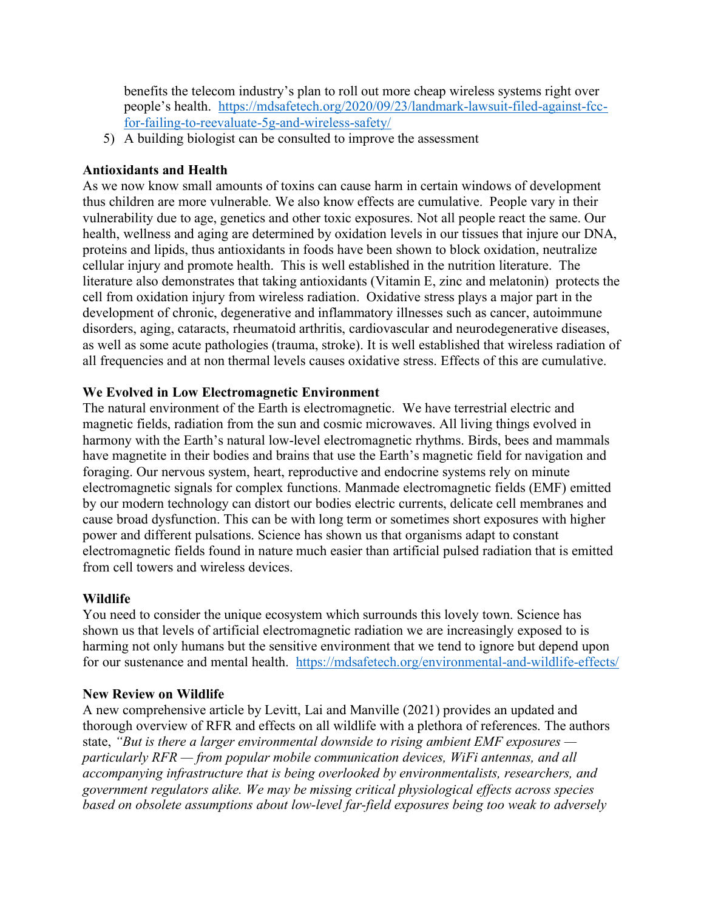benefits the telecom industry's plan to roll out more cheap wireless systems right over people's health. https://mdsafetech.org/2020/09/23/landmark-lawsuit-filed-against-fcc-for-failing-to-reevaluate-5g-and-wireless-safety/

5) A building biologist can be consulted to improve the assessment

**Antioxidants and Health**

As we now know small amounts of toxins can cause harm in certain windows of development thus children are more vulnerable. We also know effects are cumulative. People vary in their vulnerability due to age, genetics and other toxic exposures. Not all people react the same. Our health, wellness and aging are determined by oxidation levels in our tissues that injure our DNA, proteins and lipids, thus antioxidants in foods have been shown to block oxidation, neutralize cellular injury and promote health. This is well established in the nutrition literature. The literature also demonstrates that taking antioxidants (Vitamin E, zinc and melatonin) protects the cell from oxidation injury from wireless radiation. Oxidative stress plays a major part in the development of chronic, degenerative and inflammatory illnesses such as cancer, autoimmune disorders, aging, cataracts, rheumatoid arthritis, cardiovascular and neurodegenerative diseases, as well as some acute pathologies (trauma, stroke). It is well established that wireless radiation of all frequencies and at non thermal levels causes oxidative stress. Effects of this are cumulative.

**We Evolved in Low Electromagnetic Environment**

The natural environment of the Earth is electromagnetic. We have terrestrial electric and magnetic fields, radiation from the sun and cosmic microwaves. All living things evolved in harmony with the Earth's natural low-level electromagnetic rhythms. Birds, bees and mammals have magnetite in their bodies and brains that use the Earth's magnetic field for navigation and foraging. Our nervous system, heart, reproductive and endocrine systems rely on minute electromagnetic signals for complex functions. Manmade electromagnetic fields (EMF) emitted by our modern technology can distort our bodies electric currents, delicate cell membranes and cause broad dysfunction. This can be with long term or sometimes short exposures with higher power and different pulsations. Science has shown us that organisms adapt to constant electromagnetic fields found in nature much easier than artificial pulsed radiation that is emitted from cell towers and wireless devices.

**Wildlife**

You need to consider the unique ecosystem which surrounds this lovely town. Science has shown us that levels of artificial electromagnetic radiation we are increasingly exposed to is harming not only humans but the sensitive environment that we tend to ignore but depend upon for our sustenance and mental health. https://mdsafetech.org/environmental-and-wildlife-effects/

**New Review on Wildlife**

A new comprehensive article by Levitt, Lai and Manville (2021) provides an updated and thorough overview of RFR and effects on all wildlife with a plethora of references. The authors state, *"But is there a larger environmental downside to rising ambient EMF exposures — particularly RFR — from popular mobile communication devices, WiFi antennas, and all accompanying infrastructure that is being overlooked by environmentalists, researchers, and government regulators alike. We may be missing critical physiological effects across species based on obsolete assumptions about low-level far-field exposures being too weak to adversely*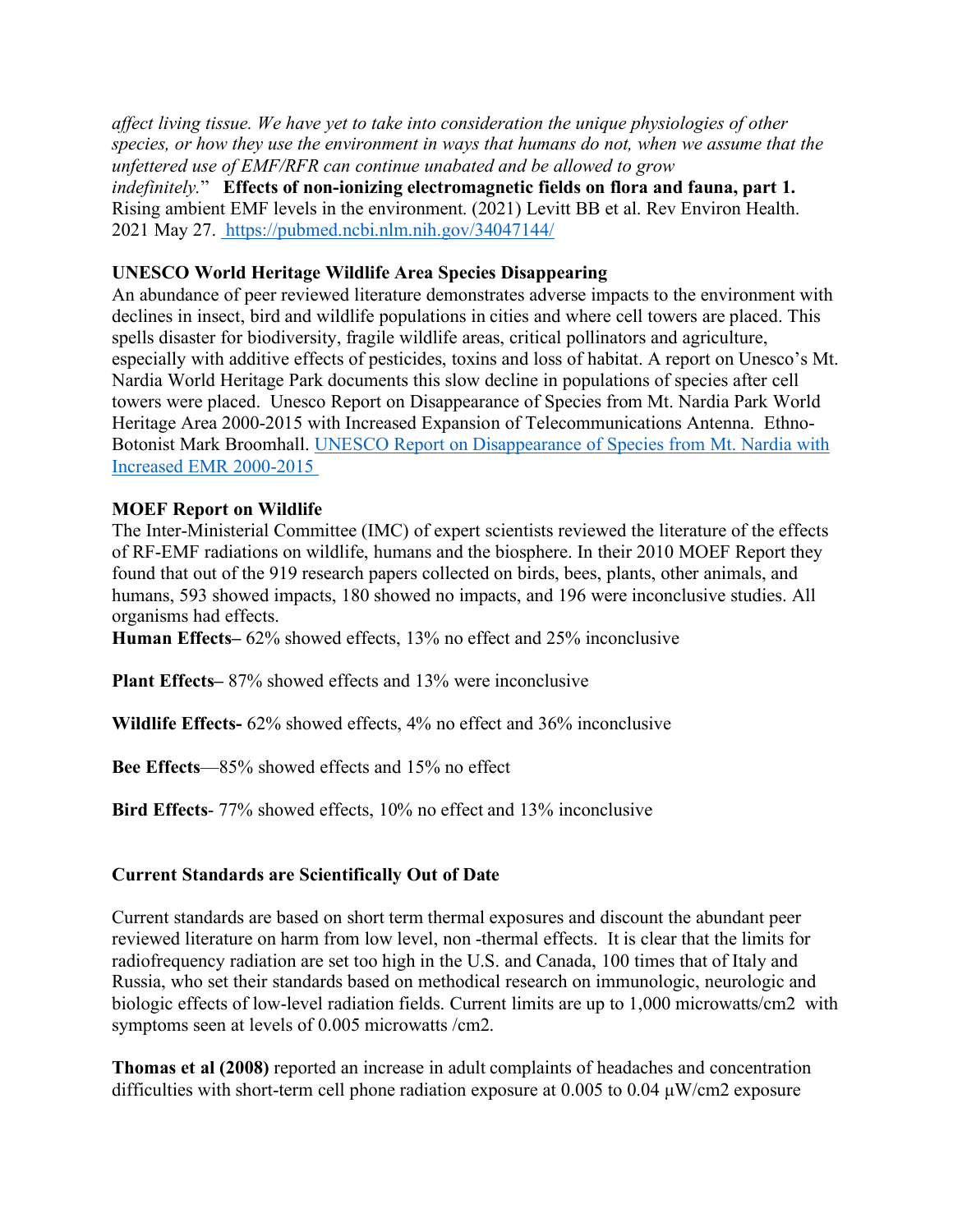*affect living tissue. We have yet to take into consideration the unique physiologies of other species, or how they use the environment in ways that humans do not, when we assume that the unfettered use of EMF/RFR can continue unabated and be allowed to grow indefinitely.*" **Effects of non-ionizing electromagnetic fields on flora and fauna, part 1.** Rising ambient EMF levels in the environment. (2021) Levitt BB et al. Rev Environ Health. 2021 May 27. [https://pubmed.ncbi.nlm.nih.gov/34047144/](https://pubmed.ncbi.nlm.nih.gov/34047144/)

**UNESCO World Heritage Wildlife Area Species Disappearing**

An abundance of peer reviewed literature demonstrates adverse impacts to the environment with declines in insect, bird and wildlife populations in cities and where cell towers are placed. This spells disaster for biodiversity, fragile wildlife areas, critical pollinators and agriculture, especially with additive effects of pesticides, toxins and loss of habitat. A report on Unesco's Mt. Nardia World Heritage Park documents this slow decline in populations of species after cell towers were placed. Unesco Report on Disappearance of Species from Mt. Nardia Park World Heritage Area 2000-2015 with Increased Expansion of Telecommunications Antenna. Ethno-Botonist Mark Broomhall. [UNESCO Report on Disappearance of Species from Mt. Nardia with Increased EMR 2000-2015](#)

**MOEF Report on Wildlife**

The Inter-Ministerial Committee (IMC) of expert scientists reviewed the literature of the effects of RF-EMF radiations on wildlife, humans and the biosphere. In their 2010 MOEF Report they found that out of the 919 research papers collected on birds, bees, plants, other animals, and humans, 593 showed impacts, 180 showed no impacts, and 196 were inconclusive studies. All organisms had effects.

**Human Effects–** 62% showed effects, 13% no effect and 25% inconclusive

**Plant Effects–** 87% showed effects and 13% were inconclusive

**Wildlife Effects-** 62% showed effects, 4% no effect and 36% inconclusive

**Bee Effects**—85% showed effects and 15% no effect

**Bird Effects**- 77% showed effects, 10% no effect and 13% inconclusive

**Current Standards are Scientifically Out of Date**

Current standards are based on short term thermal exposures and discount the abundant peer reviewed literature on harm from low level, non -thermal effects. It is clear that the limits for radiofrequency radiation are set too high in the U.S. and Canada, 100 times that of Italy and Russia, who set their standards based on methodical research on immunologic, neurologic and biologic effects of low-level radiation fields. Current limits are up to 1,000 microwatts/cm2 with symptoms seen at levels of 0.005 microwatts /cm2.

**Thomas et al (2008)** reported an increase in adult complaints of headaches and concentration difficulties with short-term cell phone radiation exposure at 0.005 to 0.04 μW/cm2 exposure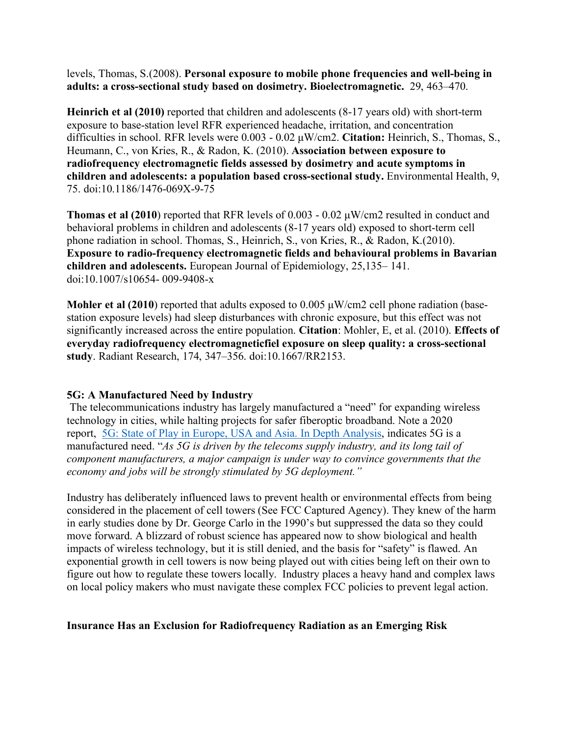levels, Thomas, S.(2008). **Personal exposure to mobile phone frequencies and well-being in adults: a cross-sectional study based on dosimetry. Bioelectromagnetic.** 29, 463–470.

**Heinrich et al (2010)** reported that children and adolescents (8-17 years old) with short-term exposure to base-station level RFR experienced headache, irritation, and concentration difficulties in school. RFR levels were 0.003 - 0.02 µW/cm2. **Citation:** Heinrich, S., Thomas, S., Heumann, C., von Kries, R., & Radon, K. (2010). **Association between exposure to radiofrequency electromagnetic fields assessed by dosimetry and acute symptoms in children and adolescents: a population based cross-sectional study.** Environmental Health, 9, 75. doi:10.1186/1476-069X-9-75

**Thomas et al (2010**) reported that RFR levels of 0.003 - 0.02 µW/cm2 resulted in conduct and behavioral problems in children and adolescents (8-17 years old) exposed to short-term cell phone radiation in school. Thomas, S., Heinrich, S., von Kries, R., & Radon, K.(2010). **Exposure to radio-frequency electromagnetic fields and behavioural problems in Bavarian children and adolescents.** European Journal of Epidemiology, 25,135– 141. doi:10.1007/s10654- 009-9408-x

**Mohler et al (2010**) reported that adults exposed to 0.005 µW/cm2 cell phone radiation (base-station exposure levels) had sleep disturbances with chronic exposure, but this effect was not significantly increased across the entire population. **Citation**: Mohler, E, et al. (2010). **Effects of everyday radiofrequency electromagneticfiel exposure on sleep quality: a cross-sectional study**. Radiant Research, 174, 347–356. doi:10.1667/RR2153.

**5G: A Manufactured Need by Industry**

The telecommunications industry has largely manufactured a "need" for expanding wireless technology in cities, while halting projects for safer fiberoptic broadband. Note a 2020 report, 5G: State of Play in Europe, USA and Asia. In Depth Analysis, indicates 5G is a manufactured need. "*As 5G is driven by the telecoms supply industry, and its long tail of component manufacturers, a major campaign is under way to convince governments that the economy and jobs will be strongly stimulated by 5G deployment."*

Industry has deliberately influenced laws to prevent health or environmental effects from being considered in the placement of cell towers (See FCC Captured Agency). They knew of the harm in early studies done by Dr. George Carlo in the 1990's but suppressed the data so they could move forward. A blizzard of robust science has appeared now to show biological and health impacts of wireless technology, but it is still denied, and the basis for "safety" is flawed. An exponential growth in cell towers is now being played out with cities being left on their own to figure out how to regulate these towers locally. Industry places a heavy hand and complex laws on local policy makers who must navigate these complex FCC policies to prevent legal action.

**Insurance Has an Exclusion for Radiofrequency Radiation as an Emerging Risk**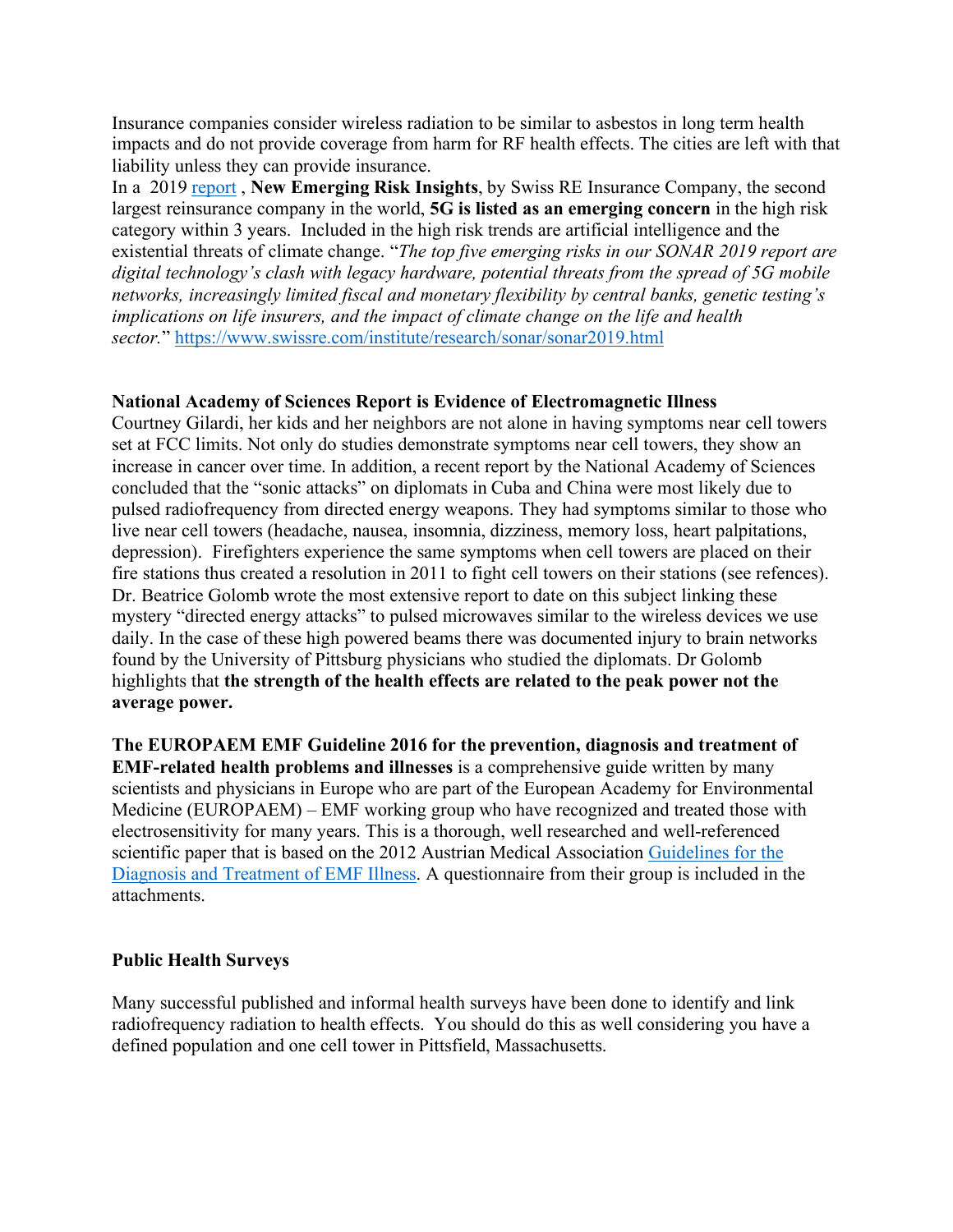Insurance companies consider wireless radiation to be similar to asbestos in long term health impacts and do not provide coverage from harm for RF health effects. The cities are left with that liability unless they can provide insurance.

In a 2019 report , **New Emerging Risk Insights**, by Swiss RE Insurance Company, the second largest reinsurance company in the world, **5G is listed as an emerging concern** in the high risk category within 3 years. Included in the high risk trends are artificial intelligence and the existential threats of climate change. "*The top five emerging risks in our SONAR 2019 report are digital technology's clash with legacy hardware, potential threats from the spread of 5G mobile networks, increasingly limited fiscal and monetary flexibility by central banks, genetic testing's implications on life insurers, and the impact of climate change on the life and health sector.*" https://www.swissre.com/institute/research/sonar/sonar2019.html

**National Academy of Sciences Report is Evidence of Electromagnetic Illness**

Courtney Gilardi, her kids and her neighbors are not alone in having symptoms near cell towers set at FCC limits. Not only do studies demonstrate symptoms near cell towers, they show an increase in cancer over time. In addition, a recent report by the National Academy of Sciences concluded that the "sonic attacks" on diplomats in Cuba and China were most likely due to pulsed radiofrequency from directed energy weapons. They had symptoms similar to those who live near cell towers (headache, nausea, insomnia, dizziness, memory loss, heart palpitations, depression). Firefighters experience the same symptoms when cell towers are placed on their fire stations thus created a resolution in 2011 to fight cell towers on their stations (see refences). Dr. Beatrice Golomb wrote the most extensive report to date on this subject linking these mystery "directed energy attacks" to pulsed microwaves similar to the wireless devices we use daily. In the case of these high powered beams there was documented injury to brain networks found by the University of Pittsburg physicians who studied the diplomats. Dr Golomb highlights that **the strength of the health effects are related to the peak power not the average power.**

**The EUROPAEM EMF Guideline 2016 for the prevention, diagnosis and treatment of EMF-related health problems and illnesses** is a comprehensive guide written by many scientists and physicians in Europe who are part of the European Academy for Environmental Medicine (EUROPAEM) – EMF working group who have recognized and treated those with electrosensitivity for many years. This is a thorough, well researched and well-referenced scientific paper that is based on the 2012 Austrian Medical Association Guidelines for the Diagnosis and Treatment of EMF Illness. A questionnaire from their group is included in the attachments.

**Public Health Surveys**

Many successful published and informal health surveys have been done to identify and link radiofrequency radiation to health effects. You should do this as well considering you have a defined population and one cell tower in Pittsfield, Massachusetts.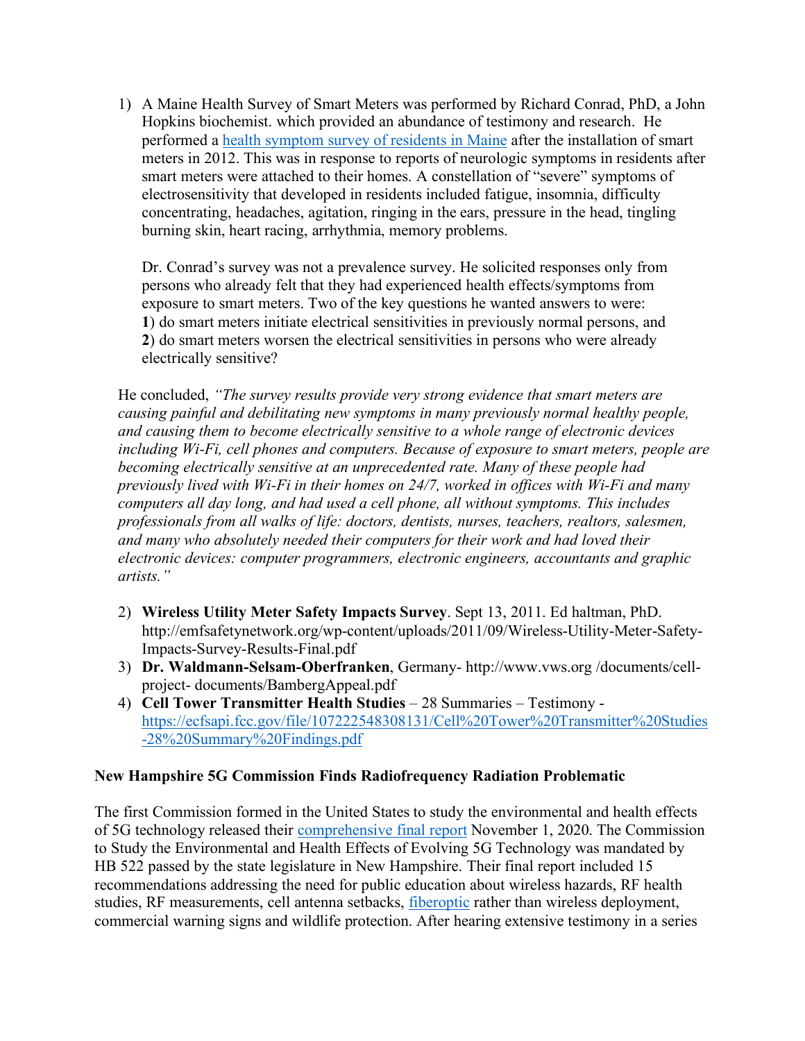1) A Maine Health Survey of Smart Meters was performed by Richard Conrad, PhD, a John Hopkins biochemist. which provided an abundance of testimony and research. He performed a health symptom survey of residents in Maine after the installation of smart meters in 2012. This was in response to reports of neurologic symptoms in residents after smart meters were attached to their homes. A constellation of "severe" symptoms of electrosensitivity that developed in residents included fatigue, insomnia, difficulty concentrating, headaches, agitation, ringing in the ears, pressure in the head, tingling burning skin, heart racing, arrhythmia, memory problems.

   Dr. Conrad's survey was not a prevalence survey. He solicited responses only from persons who already felt that they had experienced health effects/symptoms from exposure to smart meters. Two of the key questions he wanted answers to were:
   **1**) do smart meters initiate electrical sensitivities in previously normal persons, and
   **2**) do smart meters worsen the electrical sensitivities in persons who were already electrically sensitive?

He concluded, *"The survey results provide very strong evidence that smart meters are causing painful and debilitating new symptoms in many previously normal healthy people, and causing them to become electrically sensitive to a whole range of electronic devices including Wi-Fi, cell phones and computers. Because of exposure to smart meters, people are becoming electrically sensitive at an unprecedented rate. Many of these people had previously lived with Wi-Fi in their homes on 24/7, worked in offices with Wi-Fi and many computers all day long, and had used a cell phone, all without symptoms. This includes professionals from all walks of life: doctors, dentists, nurses, teachers, realtors, salesmen, and many who absolutely needed their computers for their work and had loved their electronic devices: computer programmers, electronic engineers, accountants and graphic artists."*

2) **Wireless Utility Meter Safety Impacts Survey**. Sept 13, 2011. Ed haltman, PhD. http://emfsafetynetwork.org/wp-content/uploads/2011/09/Wireless-Utility-Meter-Safety-Impacts-Survey-Results-Final.pdf
3) **Dr. Waldmann-Selsam-Oberfranken**, Germany- http://www.vws.org /documents/cell-project- documents/BambergAppeal.pdf
4) **Cell Tower Transmitter Health Studies** – 28 Summaries – Testimony - https://ecfsapi.fcc.gov/file/107222548308131/Cell%20Tower%20Transmitter%20Studies-28%20Summary%20Findings.pdf

**New Hampshire 5G Commission Finds Radiofrequency Radiation Problematic**

The first Commission formed in the United States to study the environmental and health effects of 5G technology released their comprehensive final report November 1, 2020. The Commission to Study the Environmental and Health Effects of Evolving 5G Technology was mandated by HB 522 passed by the state legislature in New Hampshire. Their final report included 15 recommendations addressing the need for public education about wireless hazards, RF health studies, RF measurements, cell antenna setbacks, fiberoptic rather than wireless deployment, commercial warning signs and wildlife protection. After hearing extensive testimony in a series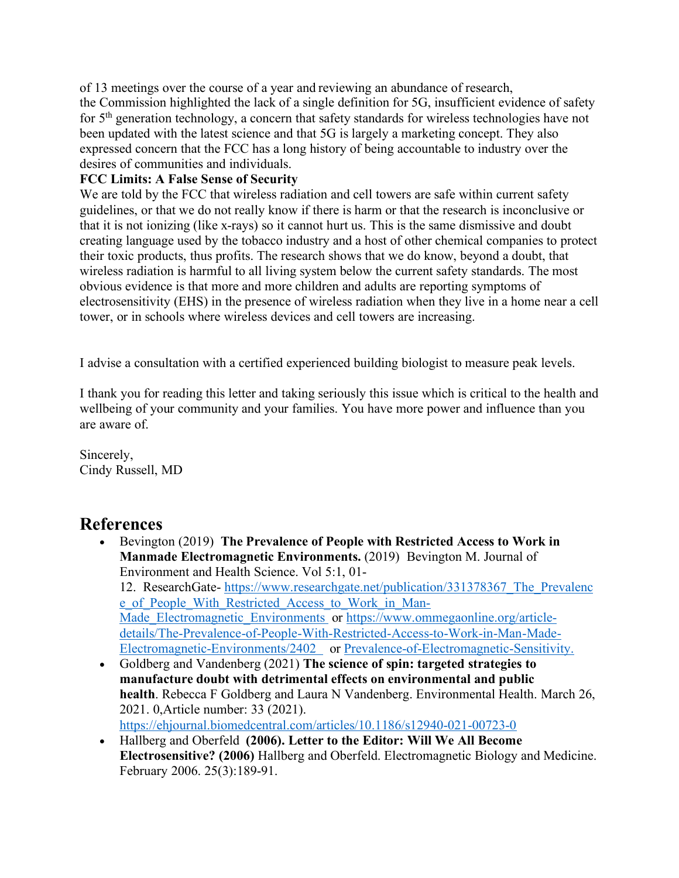of 13 meetings over the course of a year and reviewing an abundance of research, the Commission highlighted the lack of a single definition for 5G, insufficient evidence of safety for 5th generation technology, a concern that safety standards for wireless technologies have not been updated with the latest science and that 5G is largely a marketing concept. They also expressed concern that the FCC has a long history of being accountable to industry over the desires of communities and individuals.

**FCC Limits: A False Sense of Security**

We are told by the FCC that wireless radiation and cell towers are safe within current safety guidelines, or that we do not really know if there is harm or that the research is inconclusive or that it is not ionizing (like x-rays) so it cannot hurt us. This is the same dismissive and doubt creating language used by the tobacco industry and a host of other chemical companies to protect their toxic products, thus profits. The research shows that we do know, beyond a doubt, that wireless radiation is harmful to all living system below the current safety standards. The most obvious evidence is that more and more children and adults are reporting symptoms of electrosensitivity (EHS) in the presence of wireless radiation when they live in a home near a cell tower, or in schools where wireless devices and cell towers are increasing.

I advise a consultation with a certified experienced building biologist to measure peak levels.

I thank you for reading this letter and taking seriously this issue which is critical to the health and wellbeing of your community and your families. You have more power and influence than you are aware of.

Sincerely,
Cindy Russell, MD

## References

- Bevington (2019) **The Prevalence of People with Restricted Access to Work in Manmade Electromagnetic Environments.** (2019) Bevington M. Journal of Environment and Health Science. Vol 5:1, 01-12. ResearchGate- https://www.researchgate.net/publication/331378367_The_Prevalence_of_People_With_Restricted_Access_to_Work_in_Man-Made_Electromagnetic_Environments or https://www.ommegaonline.org/article-details/The-Prevalence-of-People-With-Restricted-Access-to-Work-in-Man-Made-Electromagnetic-Environments/2402 or Prevalence-of-Electromagnetic-Sensitivity.
- Goldberg and Vandenberg (2021) **The science of spin: targeted strategies to manufacture doubt with detrimental effects on environmental and public health**. Rebecca F Goldberg and Laura N Vandenberg. Environmental Health. March 26, 2021. 0,Article number: 33 (2021). https://ehjournal.biomedcentral.com/articles/10.1186/s12940-021-00723-0
- Hallberg and Oberfeld **(2006). Letter to the Editor: Will We All Become Electrosensitive? (2006)** Hallberg and Oberfeld. Electromagnetic Biology and Medicine. February 2006. 25(3):189-91.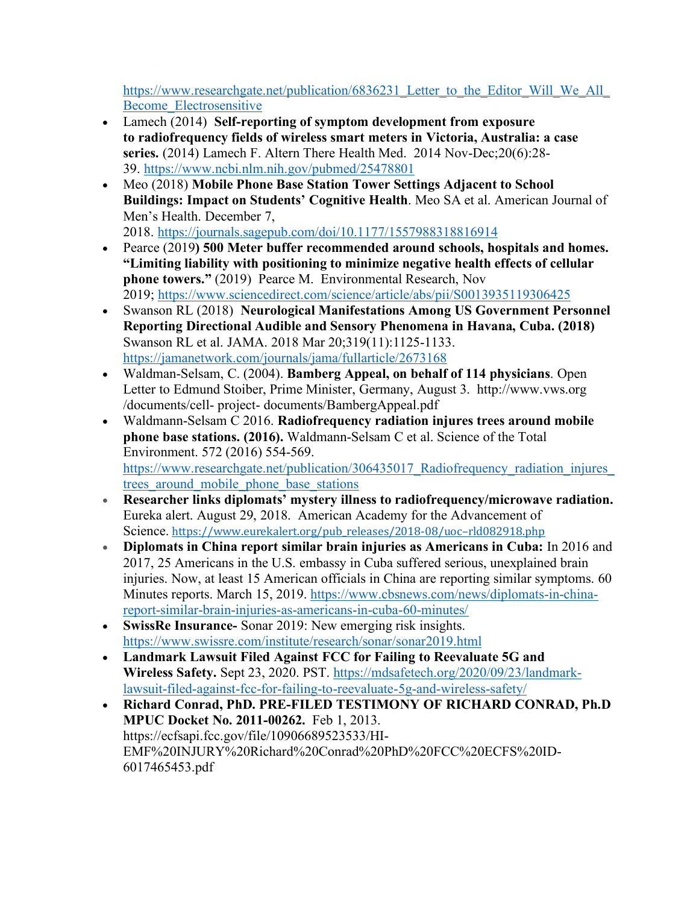https://www.researchgate.net/publication/6836231_Letter_to_the_Editor_Will_We_All_Become_Electrosensitive

- Lamech (2014) **Self-reporting of symptom development from exposure to radiofrequency fields of wireless smart meters in Victoria, Australia: a case series.** (2014) Lamech F. Altern There Health Med. 2014 Nov-Dec;20(6):28-39. https://www.ncbi.nlm.nih.gov/pubmed/25478801
- Meo (2018) **Mobile Phone Base Station Tower Settings Adjacent to School Buildings: Impact on Students' Cognitive Health**. Meo SA et al. American Journal of Men's Health. December 7, 2018. https://journals.sagepub.com/doi/10.1177/1557988318816914
- Pearce (2019**) 500 Meter buffer recommended around schools, hospitals and homes. "Limiting liability with positioning to minimize negative health effects of cellular phone towers."** (2019) Pearce M. Environmental Research, Nov 2019; https://www.sciencedirect.com/science/article/abs/pii/S0013935119306425
- Swanson RL (2018) **Neurological Manifestations Among US Government Personnel Reporting Directional Audible and Sensory Phenomena in Havana, Cuba. (2018)** Swanson RL et al. JAMA. 2018 Mar 20;319(11):1125-1133. https://jamanetwork.com/journals/jama/fullarticle/2673168
- Waldman-Selsam, C. (2004). **Bamberg Appeal, on behalf of 114 physicians**. Open Letter to Edmund Stoiber, Prime Minister, Germany, August 3. http://www.vws.org /documents/cell- project- documents/BambergAppeal.pdf
- Waldmann-Selsam C 2016. **Radiofrequency radiation injures trees around mobile phone base stations. (2016).** Waldmann-Selsam C et al. Science of the Total Environment. 572 (2016) 554-569. https://www.researchgate.net/publication/306435017_Radiofrequency_radiation_injures_trees_around_mobile_phone_base_stations
- **Researcher links diplomats' mystery illness to radiofrequency/microwave radiation.** Eureka alert. August 29, 2018. American Academy for the Advancement of Science. https://www.eurekalert.org/pub_releases/2018-08/uoc-rld082918.php
- **Diplomats in China report similar brain injuries as Americans in Cuba:** In 2016 and 2017, 25 Americans in the U.S. embassy in Cuba suffered serious, unexplained brain injuries. Now, at least 15 American officials in China are reporting similar symptoms. 60 Minutes reports. March 15, 2019. https://www.cbsnews.com/news/diplomats-in-china-report-similar-brain-injuries-as-americans-in-cuba-60-minutes/
- **SwissRe Insurance-** Sonar 2019: New emerging risk insights. https://www.swissre.com/institute/research/sonar/sonar2019.html
- **Landmark Lawsuit Filed Against FCC for Failing to Reevaluate 5G and Wireless Safety.** Sept 23, 2020. PST. https://mdsafetech.org/2020/09/23/landmark-lawsuit-filed-against-fcc-for-failing-to-reevaluate-5g-and-wireless-safety/
- **Richard Conrad, PhD. PRE-FILED TESTIMONY OF RICHARD CONRAD, Ph.D MPUC Docket No. 2011-00262.** Feb 1, 2013. https://ecfsapi.fcc.gov/file/10906689523533/HI-EMF%20INJURY%20Richard%20Conrad%20PhD%20FCC%20ECFS%20ID-6017465453.pdf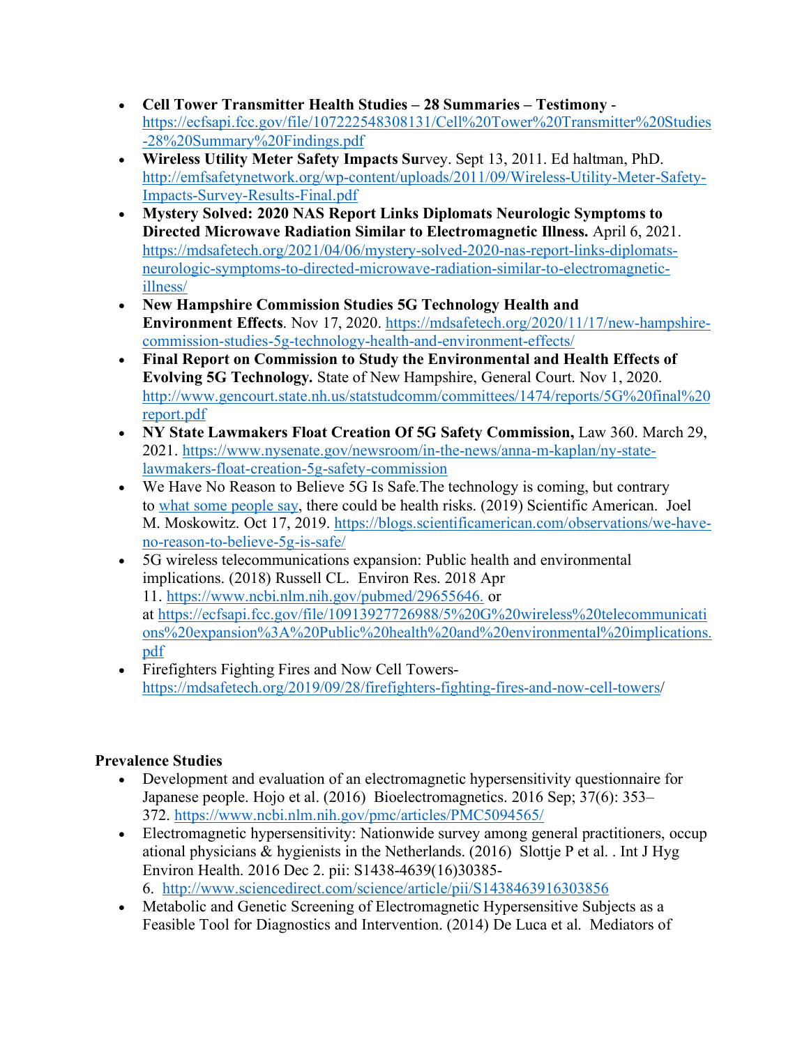- **Cell Tower Transmitter Health Studies – 28 Summaries – Testimony** - https://ecfsapi.fcc.gov/file/107222548308131/Cell%20Tower%20Transmitter%20Studies-28%20Summary%20Findings.pdf
- **Wireless Utility Meter Safety Impacts Su**rvey. Sept 13, 2011. Ed haltman, PhD. http://emfsafetynetwork.org/wp-content/uploads/2011/09/Wireless-Utility-Meter-Safety-Impacts-Survey-Results-Final.pdf
- **Mystery Solved: 2020 NAS Report Links Diplomats Neurologic Symptoms to Directed Microwave Radiation Similar to Electromagnetic Illness.** April 6, 2021. https://mdsafetech.org/2021/04/06/mystery-solved-2020-nas-report-links-diplomats-neurologic-symptoms-to-directed-microwave-radiation-similar-to-electromagnetic-illness/
- **New Hampshire Commission Studies 5G Technology Health and Environment Effects**. Nov 17, 2020. https://mdsafetech.org/2020/11/17/new-hampshire-commission-studies-5g-technology-health-and-environment-effects/
- **Final Report on Commission to Study the Environmental and Health Effects of Evolving 5G Technology.** State of New Hampshire, General Court. Nov 1, 2020. http://www.gencourt.state.nh.us/statstudcomm/committees/1474/reports/5G%20final%20report.pdf
- **NY State Lawmakers Float Creation Of 5G Safety Commission,** Law 360. March 29, 2021. https://www.nysenate.gov/newsroom/in-the-news/anna-m-kaplan/ny-state-lawmakers-float-creation-5g-safety-commission
- We Have No Reason to Believe 5G Is Safe.The technology is coming, but contrary to what some people say, there could be health risks. (2019) Scientific American. Joel M. Moskowitz. Oct 17, 2019. https://blogs.scientificamerican.com/observations/we-have-no-reason-to-believe-5g-is-safe/
- 5G wireless telecommunications expansion: Public health and environmental implications. (2018) Russell CL. Environ Res. 2018 Apr 11. https://www.ncbi.nlm.nih.gov/pubmed/29655646. or at https://ecfsapi.fcc.gov/file/10913927726988/5%20G%20wireless%20telecommunications%20expansion%3A%20Public%20health%20and%20environmental%20implications.pdf
- Firefighters Fighting Fires and Now Cell Towers- https://mdsafetech.org/2019/09/28/firefighters-fighting-fires-and-now-cell-towers/

**Prevalence Studies**

- Development and evaluation of an electromagnetic hypersensitivity questionnaire for Japanese people. Hojo et al. (2016) Bioelectromagnetics. 2016 Sep; 37(6): 353–372. https://www.ncbi.nlm.nih.gov/pmc/articles/PMC5094565/
- Electromagnetic hypersensitivity: Nationwide survey among general practitioners, occupational physicians & hygienists in the Netherlands. (2016) Slottje P et al. . Int J Hyg Environ Health. 2016 Dec 2. pii: S1438-4639(16)30385-6. http://www.sciencedirect.com/science/article/pii/S1438463916303856
- Metabolic and Genetic Screening of Electromagnetic Hypersensitive Subjects as a Feasible Tool for Diagnostics and Intervention. (2014) De Luca et al. Mediators of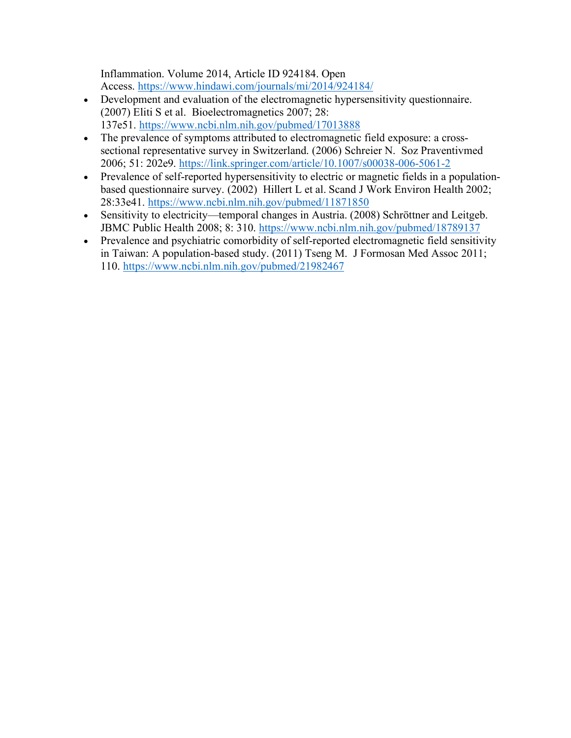Inflammation. Volume 2014, Article ID 924184. Open Access. https://www.hindawi.com/journals/mi/2014/924184/

- Development and evaluation of the electromagnetic hypersensitivity questionnaire. (2007) Eliti S et al. Bioelectromagnetics 2007; 28: 137e51. https://www.ncbi.nlm.nih.gov/pubmed/17013888
- The prevalence of symptoms attributed to electromagnetic field exposure: a cross-sectional representative survey in Switzerland. (2006) Schreier N. Soz Praventivmed 2006; 51: 202e9. https://link.springer.com/article/10.1007/s00038-006-5061-2
- Prevalence of self-reported hypersensitivity to electric or magnetic fields in a population-based questionnaire survey. (2002) Hillert L et al. Scand J Work Environ Health 2002; 28:33e41. https://www.ncbi.nlm.nih.gov/pubmed/11871850
- Sensitivity to electricity—temporal changes in Austria. (2008) Schröttner and Leitgeb. JBMC Public Health 2008; 8: 310. https://www.ncbi.nlm.nih.gov/pubmed/18789137
- Prevalence and psychiatric comorbidity of self-reported electromagnetic field sensitivity in Taiwan: A population-based study. (2011) Tseng M. J Formosan Med Assoc 2011; 110. https://www.ncbi.nlm.nih.gov/pubmed/21982467